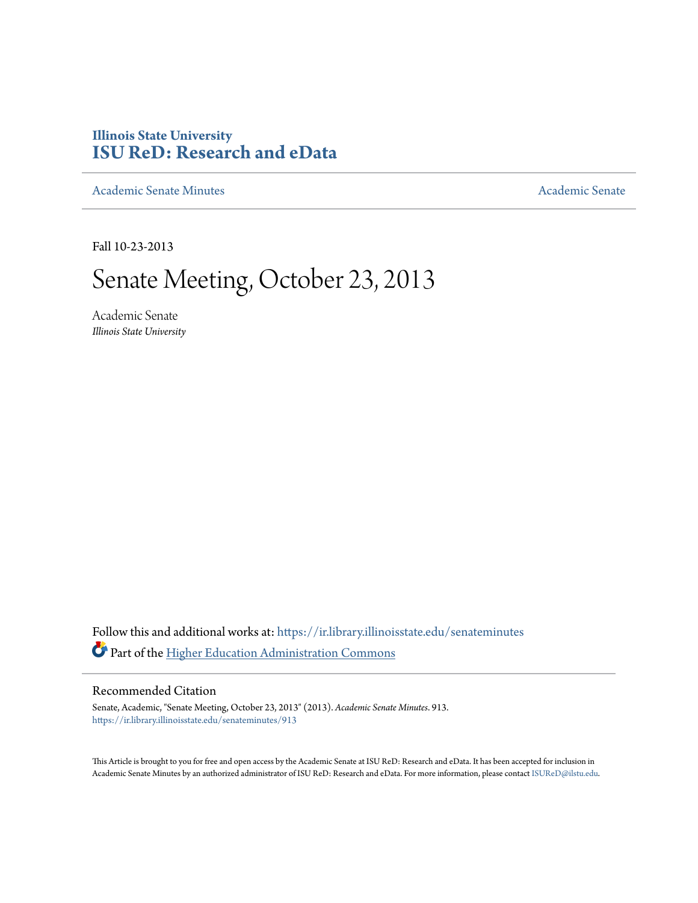Illinois State University

# ISU ReD: Research and eData

Academic Senate Minutes | Academic Senate

Fall 10-23-2013

# Senate Meeting, October 23, 2013

Academic Senate

*Illinois State University*

Follow this and additional works at: https://ir.library.illinoisstate.edu/senateminutes

Part of the Higher Education Administration Commons

## Recommended Citation

Senate, Academic, "Senate Meeting, October 23, 2013" (2013). *Academic Senate Minutes*. 913.
https://ir.library.illinoisstate.edu/senateminutes/913

This Article is brought to you for free and open access by the Academic Senate at ISU ReD: Research and eData. It has been accepted for inclusion in Academic Senate Minutes by an authorized administrator of ISU ReD: Research and eData. For more information, please contact ISUReD@ilstu.edu.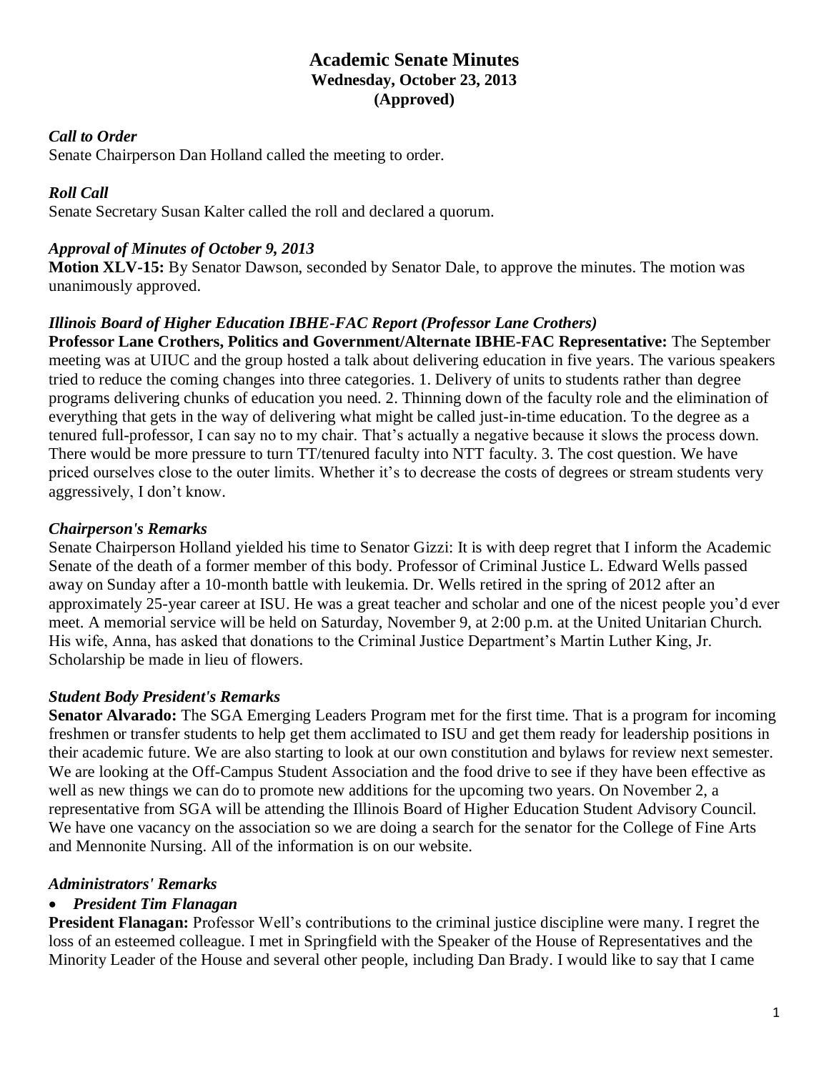# Academic Senate Minutes
### Wednesday, October 23, 2013
### (Approved)

***Call to Order***

Senate Chairperson Dan Holland called the meeting to order.

***Roll Call***

Senate Secretary Susan Kalter called the roll and declared a quorum.

***Approval of Minutes of October 9, 2013***

**Motion XLV-15:** By Senator Dawson, seconded by Senator Dale, to approve the minutes. The motion was unanimously approved.

***Illinois Board of Higher Education IBHE-FAC Report (Professor Lane Crothers)***

**Professor Lane Crothers, Politics and Government/Alternate IBHE-FAC Representative:** The September meeting was at UIUC and the group hosted a talk about delivering education in five years. The various speakers tried to reduce the coming changes into three categories. 1. Delivery of units to students rather than degree programs delivering chunks of education you need. 2. Thinning down of the faculty role and the elimination of everything that gets in the way of delivering what might be called just-in-time education. To the degree as a tenured full-professor, I can say no to my chair. That's actually a negative because it slows the process down. There would be more pressure to turn TT/tenured faculty into NTT faculty. 3. The cost question. We have priced ourselves close to the outer limits. Whether it's to decrease the costs of degrees or stream students very aggressively, I don't know.

***Chairperson's Remarks***

Senate Chairperson Holland yielded his time to Senator Gizzi: It is with deep regret that I inform the Academic Senate of the death of a former member of this body. Professor of Criminal Justice L. Edward Wells passed away on Sunday after a 10-month battle with leukemia. Dr. Wells retired in the spring of 2012 after an approximately 25-year career at ISU. He was a great teacher and scholar and one of the nicest people you'd ever meet. A memorial service will be held on Saturday, November 9, at 2:00 p.m. at the United Unitarian Church. His wife, Anna, has asked that donations to the Criminal Justice Department's Martin Luther King, Jr. Scholarship be made in lieu of flowers.

***Student Body President's Remarks***

**Senator Alvarado:** The SGA Emerging Leaders Program met for the first time. That is a program for incoming freshmen or transfer students to help get them acclimated to ISU and get them ready for leadership positions in their academic future. We are also starting to look at our own constitution and bylaws for review next semester. We are looking at the Off-Campus Student Association and the food drive to see if they have been effective as well as new things we can do to promote new additions for the upcoming two years. On November 2, a representative from SGA will be attending the Illinois Board of Higher Education Student Advisory Council. We have one vacancy on the association so we are doing a search for the senator for the College of Fine Arts and Mennonite Nursing. All of the information is on our website.

***Administrators' Remarks***

- ***President Tim Flanagan***

**President Flanagan:** Professor Well's contributions to the criminal justice discipline were many. I regret the loss of an esteemed colleague. I met in Springfield with the Speaker of the House of Representatives and the Minority Leader of the House and several other people, including Dan Brady. I would like to say that I came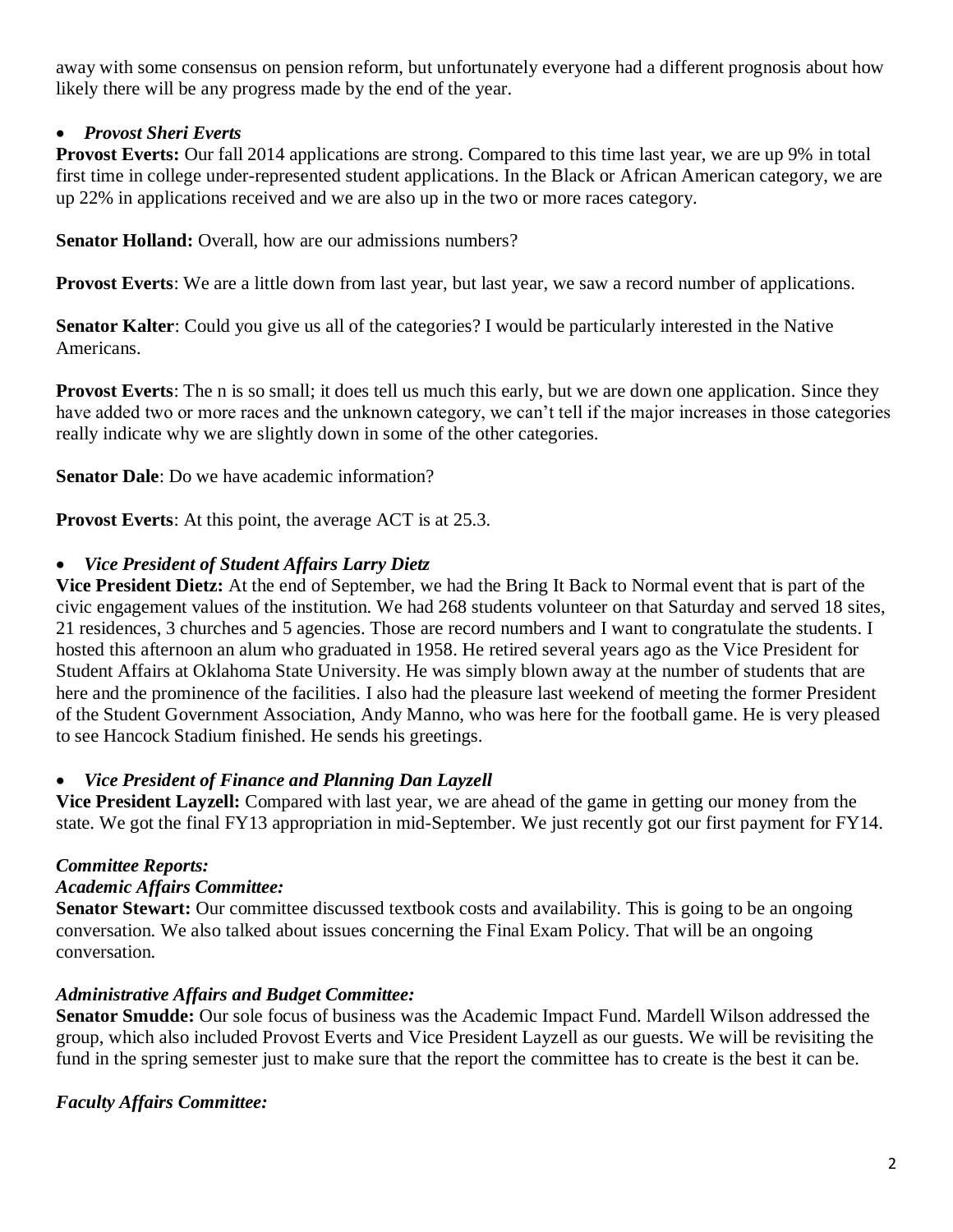away with some consensus on pension reform, but unfortunately everyone had a different prognosis about how likely there will be any progress made by the end of the year.

- ***Provost Sheri Everts***

**Provost Everts:** Our fall 2014 applications are strong. Compared to this time last year, we are up 9% in total first time in college under-represented student applications. In the Black or African American category, we are up 22% in applications received and we are also up in the two or more races category.

**Senator Holland:** Overall, how are our admissions numbers?

**Provost Everts**: We are a little down from last year, but last year, we saw a record number of applications.

**Senator Kalter**: Could you give us all of the categories? I would be particularly interested in the Native Americans.

**Provost Everts**: The n is so small; it does tell us much this early, but we are down one application. Since they have added two or more races and the unknown category, we can't tell if the major increases in those categories really indicate why we are slightly down in some of the other categories.

**Senator Dale**: Do we have academic information?

**Provost Everts**: At this point, the average ACT is at 25.3.

- ***Vice President of Student Affairs Larry Dietz***

**Vice President Dietz:** At the end of September, we had the Bring It Back to Normal event that is part of the civic engagement values of the institution. We had 268 students volunteer on that Saturday and served 18 sites, 21 residences, 3 churches and 5 agencies. Those are record numbers and I want to congratulate the students. I hosted this afternoon an alum who graduated in 1958. He retired several years ago as the Vice President for Student Affairs at Oklahoma State University. He was simply blown away at the number of students that are here and the prominence of the facilities. I also had the pleasure last weekend of meeting the former President of the Student Government Association, Andy Manno, who was here for the football game. He is very pleased to see Hancock Stadium finished. He sends his greetings.

- ***Vice President of Finance and Planning Dan Layzell***

**Vice President Layzell:** Compared with last year, we are ahead of the game in getting our money from the state. We got the final FY13 appropriation in mid-September. We just recently got our first payment for FY14.

***Committee Reports:***

***Academic Affairs Committee:***

**Senator Stewart:** Our committee discussed textbook costs and availability. This is going to be an ongoing conversation. We also talked about issues concerning the Final Exam Policy. That will be an ongoing conversation.

***Administrative Affairs and Budget Committee:***

**Senator Smudde:** Our sole focus of business was the Academic Impact Fund. Mardell Wilson addressed the group, which also included Provost Everts and Vice President Layzell as our guests. We will be revisiting the fund in the spring semester just to make sure that the report the committee has to create is the best it can be.

***Faculty Affairs Committee:***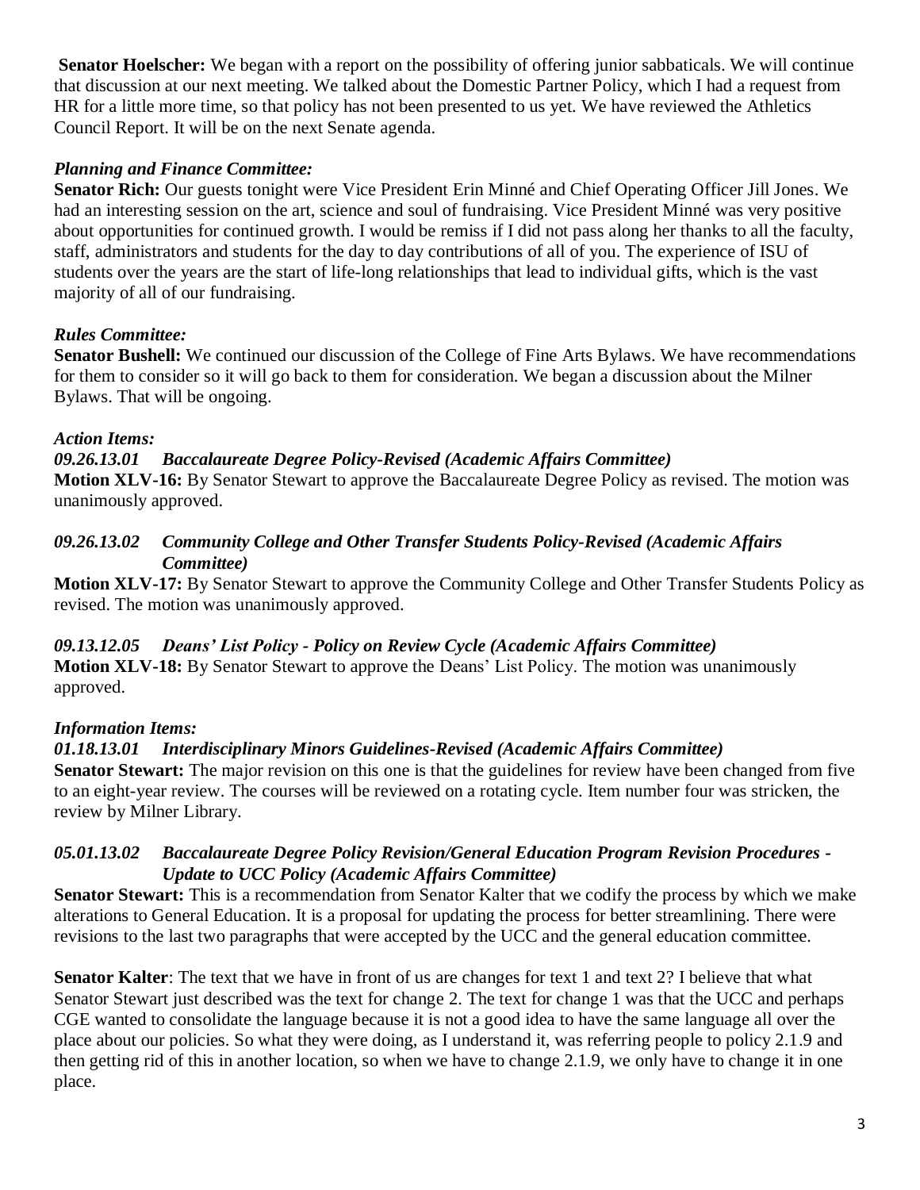**Senator Hoelscher:** We began with a report on the possibility of offering junior sabbaticals. We will continue that discussion at our next meeting. We talked about the Domestic Partner Policy, which I had a request from HR for a little more time, so that policy has not been presented to us yet. We have reviewed the Athletics Council Report. It will be on the next Senate agenda.

***Planning and Finance Committee:***

**Senator Rich:** Our guests tonight were Vice President Erin Minné and Chief Operating Officer Jill Jones. We had an interesting session on the art, science and soul of fundraising. Vice President Minné was very positive about opportunities for continued growth. I would be remiss if I did not pass along her thanks to all the faculty, staff, administrators and students for the day to day contributions of all of you. The experience of ISU of students over the years are the start of life-long relationships that lead to individual gifts, which is the vast majority of all of our fundraising.

***Rules Committee:***

**Senator Bushell:** We continued our discussion of the College of Fine Arts Bylaws. We have recommendations for them to consider so it will go back to them for consideration. We began a discussion about the Milner Bylaws. That will be ongoing.

***Action Items:***

***09.26.13.01 Baccalaureate Degree Policy-Revised (Academic Affairs Committee)***

**Motion XLV-16:** By Senator Stewart to approve the Baccalaureate Degree Policy as revised. The motion was unanimously approved.

***09.26.13.02 Community College and Other Transfer Students Policy-Revised (Academic Affairs Committee)***

**Motion XLV-17:** By Senator Stewart to approve the Community College and Other Transfer Students Policy as revised. The motion was unanimously approved.

***09.13.12.05 Deans' List Policy - Policy on Review Cycle (Academic Affairs Committee)***

**Motion XLV-18:** By Senator Stewart to approve the Deans' List Policy. The motion was unanimously approved.

***Information Items:***

***01.18.13.01 Interdisciplinary Minors Guidelines-Revised (Academic Affairs Committee)***

**Senator Stewart:** The major revision on this one is that the guidelines for review have been changed from five to an eight-year review. The courses will be reviewed on a rotating cycle. Item number four was stricken, the review by Milner Library.

***05.01.13.02 Baccalaureate Degree Policy Revision/General Education Program Revision Procedures - Update to UCC Policy (Academic Affairs Committee)***

**Senator Stewart:** This is a recommendation from Senator Kalter that we codify the process by which we make alterations to General Education. It is a proposal for updating the process for better streamlining. There were revisions to the last two paragraphs that were accepted by the UCC and the general education committee.

**Senator Kalter**: The text that we have in front of us are changes for text 1 and text 2? I believe that what Senator Stewart just described was the text for change 2. The text for change 1 was that the UCC and perhaps CGE wanted to consolidate the language because it is not a good idea to have the same language all over the place about our policies. So what they were doing, as I understand it, was referring people to policy 2.1.9 and then getting rid of this in another location, so when we have to change 2.1.9, we only have to change it in one place.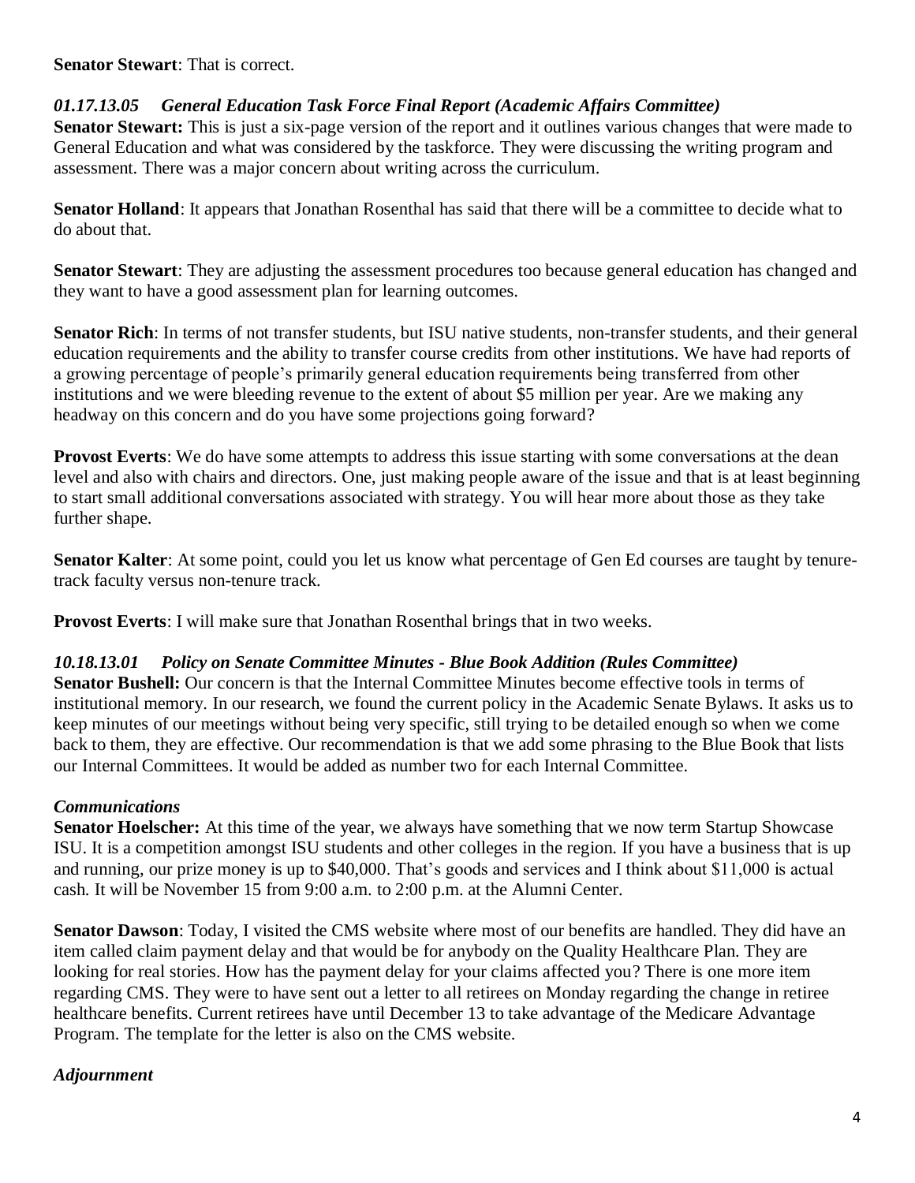**Senator Stewart**: That is correct.

### *01.17.13.05 General Education Task Force Final Report (Academic Affairs Committee)*

**Senator Stewart:** This is just a six-page version of the report and it outlines various changes that were made to General Education and what was considered by the taskforce. They were discussing the writing program and assessment. There was a major concern about writing across the curriculum.

**Senator Holland**: It appears that Jonathan Rosenthal has said that there will be a committee to decide what to do about that.

**Senator Stewart**: They are adjusting the assessment procedures too because general education has changed and they want to have a good assessment plan for learning outcomes.

**Senator Rich**: In terms of not transfer students, but ISU native students, non-transfer students, and their general education requirements and the ability to transfer course credits from other institutions. We have had reports of a growing percentage of people's primarily general education requirements being transferred from other institutions and we were bleeding revenue to the extent of about $5 million per year. Are we making any headway on this concern and do you have some projections going forward?

**Provost Everts**: We do have some attempts to address this issue starting with some conversations at the dean level and also with chairs and directors. One, just making people aware of the issue and that is at least beginning to start small additional conversations associated with strategy. You will hear more about those as they take further shape.

**Senator Kalter**: At some point, could you let us know what percentage of Gen Ed courses are taught by tenure-track faculty versus non-tenure track.

**Provost Everts**: I will make sure that Jonathan Rosenthal brings that in two weeks.

### *10.18.13.01 Policy on Senate Committee Minutes - Blue Book Addition (Rules Committee)*

**Senator Bushell:** Our concern is that the Internal Committee Minutes become effective tools in terms of institutional memory. In our research, we found the current policy in the Academic Senate Bylaws. It asks us to keep minutes of our meetings without being very specific, still trying to be detailed enough so when we come back to them, they are effective. Our recommendation is that we add some phrasing to the Blue Book that lists our Internal Committees. It would be added as number two for each Internal Committee.

### *Communications*

**Senator Hoelscher:** At this time of the year, we always have something that we now term Startup Showcase ISU. It is a competition amongst ISU students and other colleges in the region. If you have a business that is up and running, our prize money is up to $40,000. That's goods and services and I think about $11,000 is actual cash. It will be November 15 from 9:00 a.m. to 2:00 p.m. at the Alumni Center.

**Senator Dawson**: Today, I visited the CMS website where most of our benefits are handled. They did have an item called claim payment delay and that would be for anybody on the Quality Healthcare Plan. They are looking for real stories. How has the payment delay for your claims affected you? There is one more item regarding CMS. They were to have sent out a letter to all retirees on Monday regarding the change in retiree healthcare benefits. Current retirees have until December 13 to take advantage of the Medicare Advantage Program. The template for the letter is also on the CMS website.

### *Adjournment*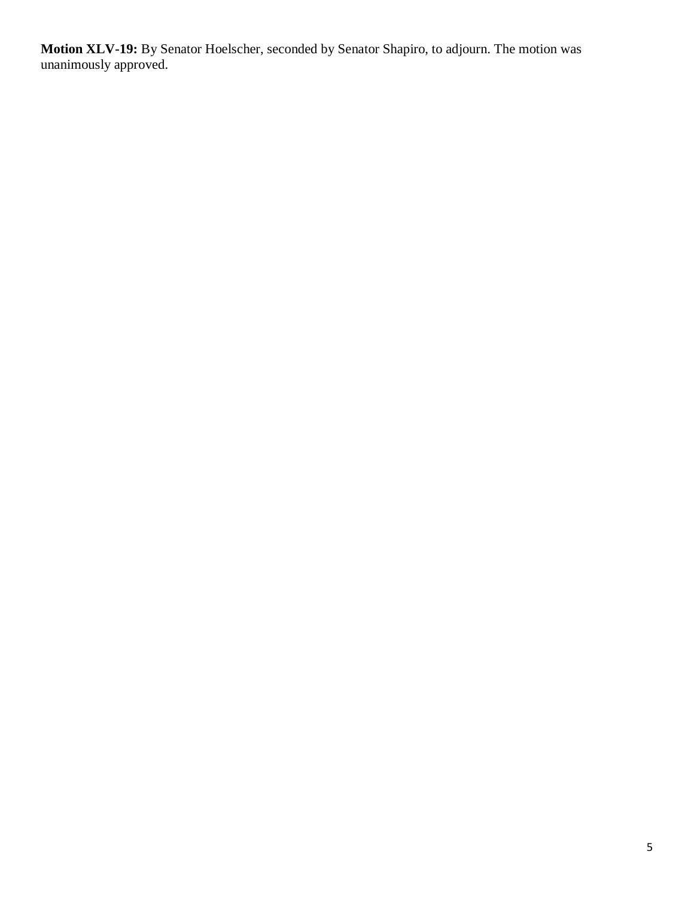**Motion XLV-19:** By Senator Hoelscher, seconded by Senator Shapiro, to adjourn. The motion was unanimously approved.